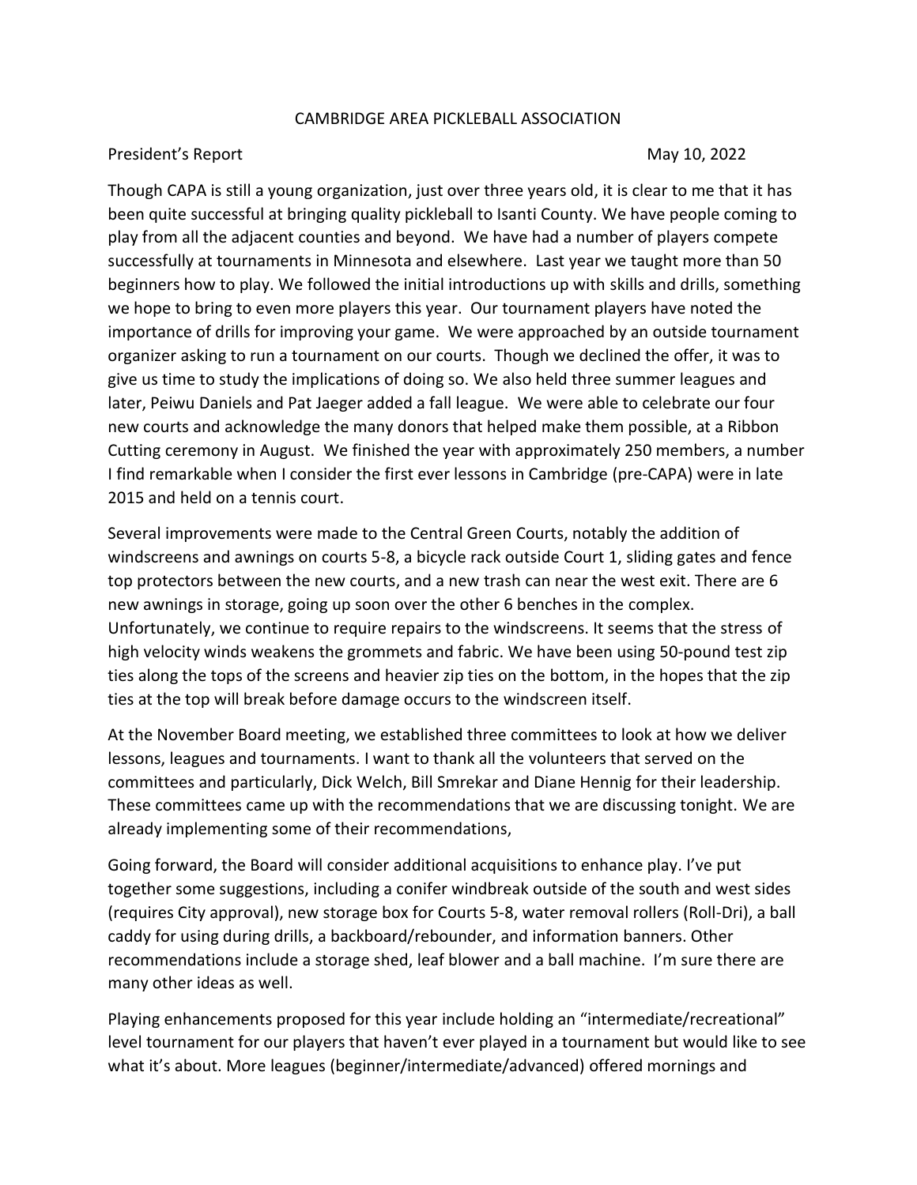# CAMBRIDGE AREA PICKLEBALL ASSOCIATION

President's Report May 10, 2022

Though CAPA is still a young organization, just over three years old, it is clear to me that it has been quite successful at bringing quality pickleball to Isanti County. We have people coming to play from all the adjacent counties and beyond. We have had a number of players compete successfully at tournaments in Minnesota and elsewhere. Last year we taught more than 50 beginners how to play. We followed the initial introductions up with skills and drills, something we hope to bring to even more players this year. Our tournament players have noted the importance of drills for improving your game. We were approached by an outside tournament organizer asking to run a tournament on our courts. Though we declined the offer, it was to give us time to study the implications of doing so. We also held three summer leagues and later, Peiwu Daniels and Pat Jaeger added a fall league. We were able to celebrate our four new courts and acknowledge the many donors that helped make them possible, at a Ribbon Cutting ceremony in August. We finished the year with approximately 250 members, a number I find remarkable when I consider the first ever lessons in Cambridge (pre-CAPA) were in late 2015 and held on a tennis court.

Several improvements were made to the Central Green Courts, notably the addition of windscreens and awnings on courts 5-8, a bicycle rack outside Court 1, sliding gates and fence top protectors between the new courts, and a new trash can near the west exit. There are 6 new awnings in storage, going up soon over the other 6 benches in the complex. Unfortunately, we continue to require repairs to the windscreens. It seems that the stress of high velocity winds weakens the grommets and fabric. We have been using 50-pound test zip ties along the tops of the screens and heavier zip ties on the bottom, in the hopes that the zip ties at the top will break before damage occurs to the windscreen itself.

At the November Board meeting, we established three committees to look at how we deliver lessons, leagues and tournaments. I want to thank all the volunteers that served on the committees and particularly, Dick Welch, Bill Smrekar and Diane Hennig for their leadership. These committees came up with the recommendations that we are discussing tonight. We are already implementing some of their recommendations,

Going forward, the Board will consider additional acquisitions to enhance play. I've put together some suggestions, including a conifer windbreak outside of the south and west sides (requires City approval), new storage box for Courts 5-8, water removal rollers (Roll-Dri), a ball caddy for using during drills, a backboard/rebounder, and information banners. Other recommendations include a storage shed, leaf blower and a ball machine. I'm sure there are many other ideas as well.

Playing enhancements proposed for this year include holding an "intermediate/recreational" level tournament for our players that haven't ever played in a tournament but would like to see what it's about. More leagues (beginner/intermediate/advanced) offered mornings and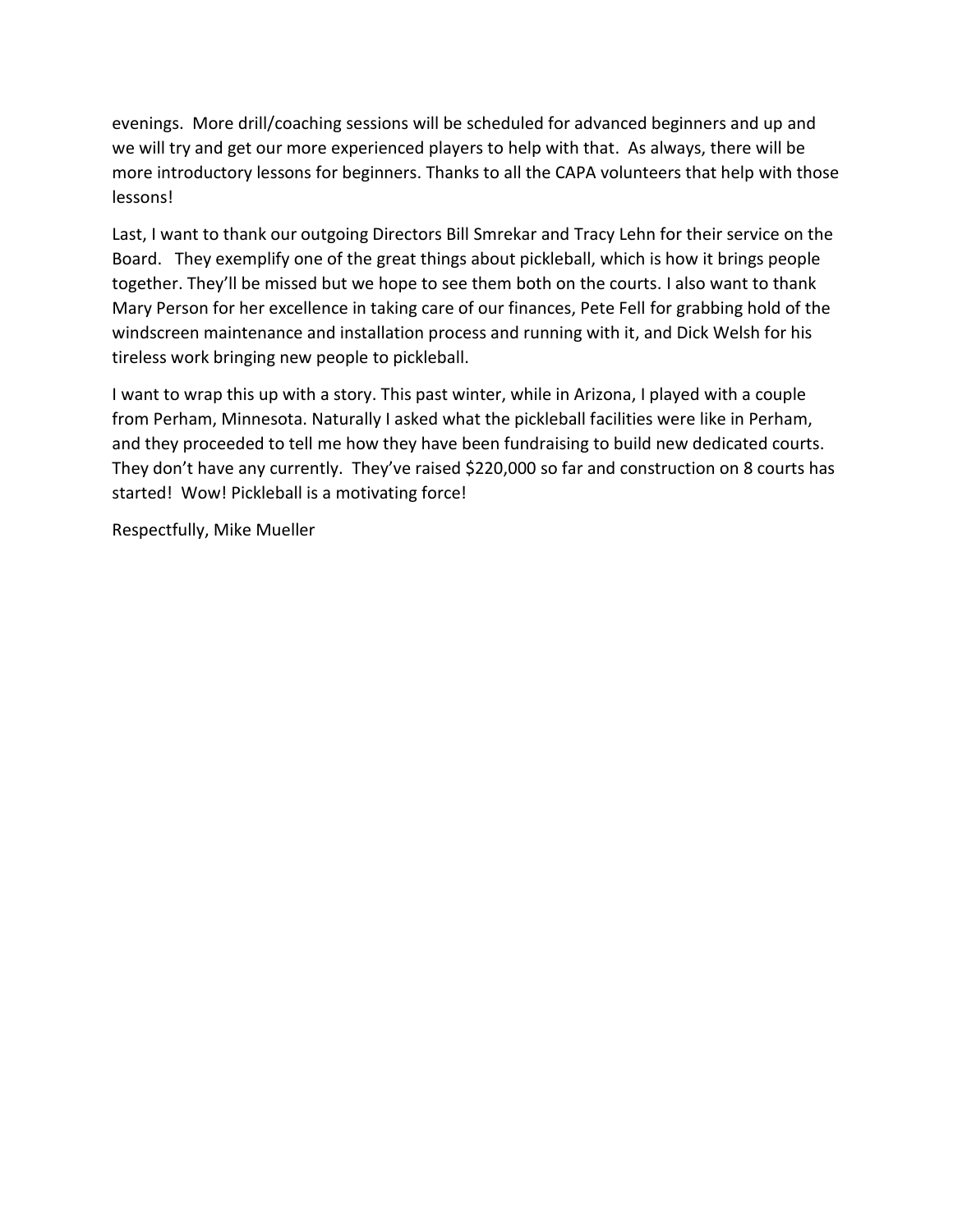evenings.  More drill/coaching sessions will be scheduled for advanced beginners and up and we will try and get our more experienced players to help with that.  As always, there will be more introductory lessons for beginners. Thanks to all the CAPA volunteers that help with those lessons!

Last, I want to thank our outgoing Directors Bill Smrekar and Tracy Lehn for their service on the Board.   They exemplify one of the great things about pickleball, which is how it brings people together. They'll be missed but we hope to see them both on the courts. I also want to thank Mary Person for her excellence in taking care of our finances, Pete Fell for grabbing hold of the windscreen maintenance and installation process and running with it, and Dick Welsh for his tireless work bringing new people to pickleball.

I want to wrap this up with a story. This past winter, while in Arizona, I played with a couple from Perham, Minnesota. Naturally I asked what the pickleball facilities were like in Perham, and they proceeded to tell me how they have been fundraising to build new dedicated courts. They don't have any currently.  They've raised $220,000 so far and construction on 8 courts has started!  Wow! Pickleball is a motivating force!

Respectfully, Mike Mueller